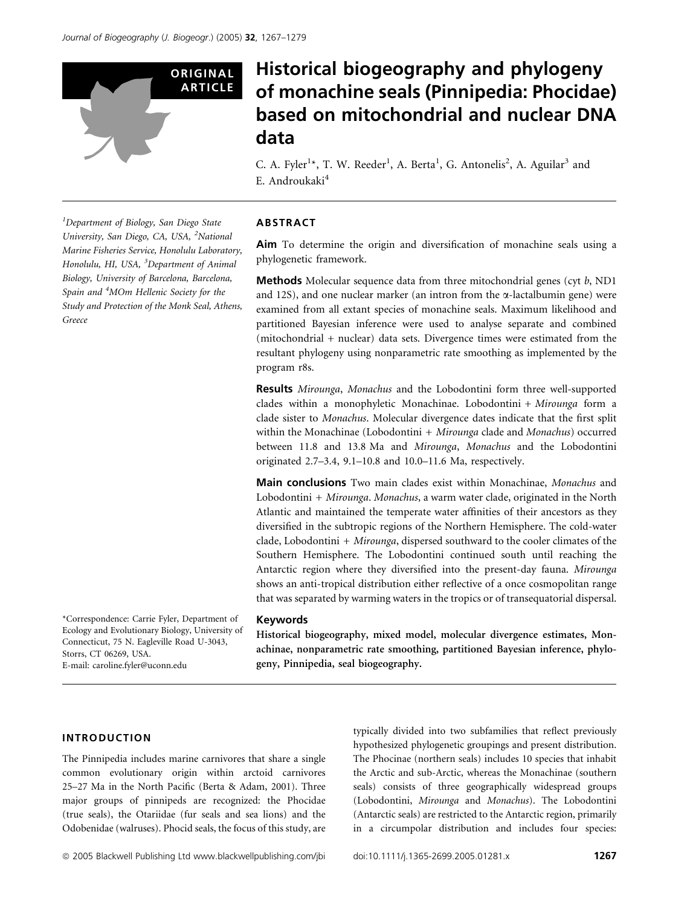ORIGINAL ARTICLE

# Historical biogeography and phylogeny of monachine seals (Pinnipedia: Phocidae) based on mitochondrial and nuclear DNA data

C. A. Fyler[1]*, T. W. Reeder[1], A. Berta[1], G. Antonelis[2], A. Aguilar[3] and E. Androukaki[4]

[1]Department of Biology, San Diego State University, San Diego, CA, USA, [2]National Marine Fisheries Service, Honolulu Laboratory, Honolulu, HI, USA, [3]Department of Animal Biology, University of Barcelona, Barcelona, Spain and [4]MOm Hellenic Society for the Study and Protection of the Monk Seal, Athens, Greece

*Correspondence: Carrie Fyler, Department of Ecology and Evolutionary Biology, University of Connecticut, 75 N. Eagleville Road U-3043, Storrs, CT 06269, USA.
E-mail: caroline.fyler@uconn.edu

## ABSTRACT

**Aim** To determine the origin and diversification of monachine seals using a phylogenetic framework.

**Methods** Molecular sequence data from three mitochondrial genes (cyt *b*, ND1 and 12S), and one nuclear marker (an intron from the α-lactalbumin gene) were examined from all extant species of monachine seals. Maximum likelihood and partitioned Bayesian inference were used to analyse separate and combined (mitochondrial + nuclear) data sets. Divergence times were estimated from the resultant phylogeny using nonparametric rate smoothing as implemented by the program r8s.

**Results** *Mirounga*, *Monachus* and the Lobodontini form three well-supported clades within a monophyletic Monachinae. Lobodontini + *Mirounga* form a clade sister to *Monachus*. Molecular divergence dates indicate that the first split within the Monachinae (Lobodontini + *Mirounga* clade and *Monachus*) occurred between 11.8 and 13.8 Ma and *Mirounga*, *Monachus* and the Lobodontini originated 2.7–3.4, 9.1–10.8 and 10.0–11.6 Ma, respectively.

**Main conclusions** Two main clades exist within Monachinae, *Monachus* and Lobodontini + *Mirounga*. *Monachus*, a warm water clade, originated in the North Atlantic and maintained the temperate water affinities of their ancestors as they diversified in the subtropic regions of the Northern Hemisphere. The cold-water clade, Lobodontini + *Mirounga*, dispersed southward to the cooler climates of the Southern Hemisphere. The Lobodontini continued south until reaching the Antarctic region where they diversified into the present-day fauna. *Mirounga* shows an anti-tropical distribution either reflective of a once cosmopolitan range that was separated by warming waters in the tropics or of transequatorial dispersal.

### Keywords

**Historical biogeography, mixed model, molecular divergence estimates, Monachinae, nonparametric rate smoothing, partitioned Bayesian inference, phylogeny, Pinnipedia, seal biogeography.**

## INTRODUCTION

The Pinnipedia includes marine carnivores that share a single common evolutionary origin within arctoid carnivores 25–27 Ma in the North Pacific (Berta & Adam, 2001). Three major groups of pinnipeds are recognized: the Phocidae (true seals), the Otariidae (fur seals and sea lions) and the Odobenidae (walruses). Phocid seals, the focus of this study, are typically divided into two subfamilies that reflect previously hypothesized phylogenetic groupings and present distribution. The Phocinae (northern seals) includes 10 species that inhabit the Arctic and sub-Arctic, whereas the Monachinae (southern seals) consists of three geographically widespread groups (Lobodontini, *Mirounga* and *Monachus*). The Lobodontini (Antarctic seals) are restricted to the Antarctic region, primarily in a circumpolar distribution and includes four species: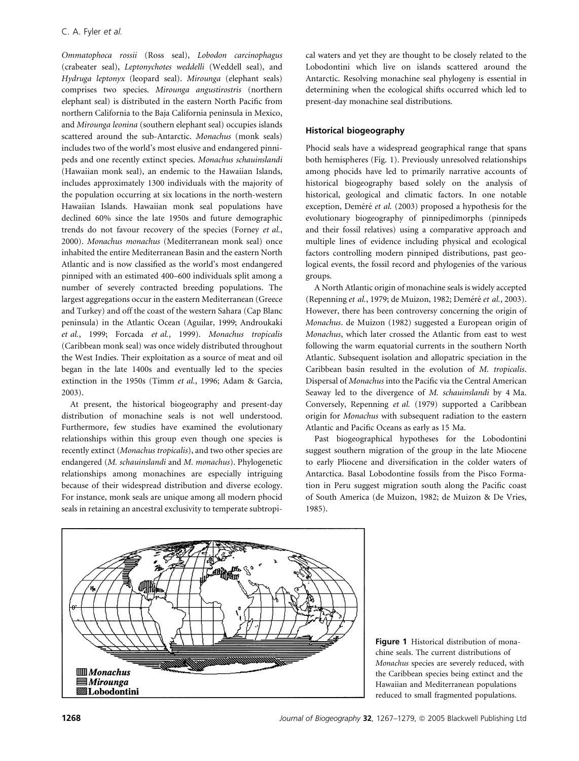*Ommatophoca rossii* (Ross seal), *Lobodon carcinophagus* (crabeater seal), *Leptonychotes weddelli* (Weddell seal), and *Hydruga leptonyx* (leopard seal). *Mirounga* (elephant seals) comprises two species. *Mirounga angustirostris* (northern elephant seal) is distributed in the eastern North Pacific from northern California to the Baja California peninsula in Mexico, and *Mirounga leonina* (southern elephant seal) occupies islands scattered around the sub-Antarctic. *Monachus* (monk seals) includes two of the world's most elusive and endangered pinnipeds and one recently extinct species. *Monachus schauinslandi* (Hawaiian monk seal), an endemic to the Hawaiian Islands, includes approximately 1300 individuals with the majority of the population occurring at six locations in the north-western Hawaiian Islands. Hawaiian monk seal populations have declined 60% since the late 1950s and future demographic trends do not favour recovery of the species (Forney *et al.*, 2000). *Monachus monachus* (Mediterranean monk seal) once inhabited the entire Mediterranean Basin and the eastern North Atlantic and is now classified as the world's most endangered pinniped with an estimated 400–600 individuals split among a number of severely contracted breeding populations. The largest aggregations occur in the eastern Mediterranean (Greece and Turkey) and off the coast of the western Sahara (Cap Blanc peninsula) in the Atlantic Ocean (Aguilar, 1999; Androukaki *et al.*, 1999; Forcada *et al.*, 1999). *Monachus tropicalis* (Caribbean monk seal) was once widely distributed throughout the West Indies. Their exploitation as a source of meat and oil began in the late 1400s and eventually led to the species extinction in the 1950s (Timm *et al.*, 1996; Adam & Garcia, 2003).

At present, the historical biogeography and present-day distribution of monachine seals is not well understood. Furthermore, few studies have examined the evolutionary relationships within this group even though one species is recently extinct (*Monachus tropicalis*), and two other species are endangered (*M. schauinslandi* and *M. monachus*). Phylogenetic relationships among monachines are especially intriguing because of their widespread distribution and diverse ecology. For instance, monk seals are unique among all modern phocid seals in retaining an ancestral exclusivity to temperate subtropical waters and yet they are thought to be closely related to the Lobodontini which live on islands scattered around the Antarctic. Resolving monachine seal phylogeny is essential in determining when the ecological shifts occurred which led to present-day monachine seal distributions.

### Historical biogeography

Phocid seals have a widespread geographical range that spans both hemispheres (Fig. 1). Previously unresolved relationships among phocids have led to primarily narrative accounts of historical biogeography based solely on the analysis of historical, geological and climatic factors. In one notable exception, Deméré *et al.* (2003) proposed a hypothesis for the evolutionary biogeography of pinnipedimorphs (pinnipeds and their fossil relatives) using a comparative approach and multiple lines of evidence including physical and ecological factors controlling modern pinniped distributions, past geological events, the fossil record and phylogenies of the various groups.

A North Atlantic origin of monachine seals is widely accepted (Repenning *et al.*, 1979; de Muizon, 1982; Deméré *et al.*, 2003). However, there has been controversy concerning the origin of *Monachus*. de Muizon (1982) suggested a European origin of *Monachus*, which later crossed the Atlantic from east to west following the warm equatorial currents in the southern North Atlantic. Subsequent isolation and allopatric speciation in the Caribbean basin resulted in the evolution of *M. tropicalis*. Dispersal of *Monachus* into the Pacific via the Central American Seaway led to the divergence of *M. schauinslandi* by 4 Ma. Conversely, Repenning *et al.* (1979) supported a Caribbean origin for *Monachus* with subsequent radiation to the eastern Atlantic and Pacific Oceans as early as 15 Ma.

Past biogeographical hypotheses for the Lobodontini suggest southern migration of the group in the late Miocene to early Pliocene and diversification in the colder waters of Antarctica. Basal Lobodontine fossils from the Pisco Formation in Peru suggest migration south along the Pacific coast of South America (de Muizon, 1982; de Muizon & De Vries, 1985).

**Figure 1** Historical distribution of monachine seals. The current distributions of *Monachus* species are severely reduced, with the Caribbean species being extinct and the Hawaiian and Mediterranean populations reduced to small fragmented populations.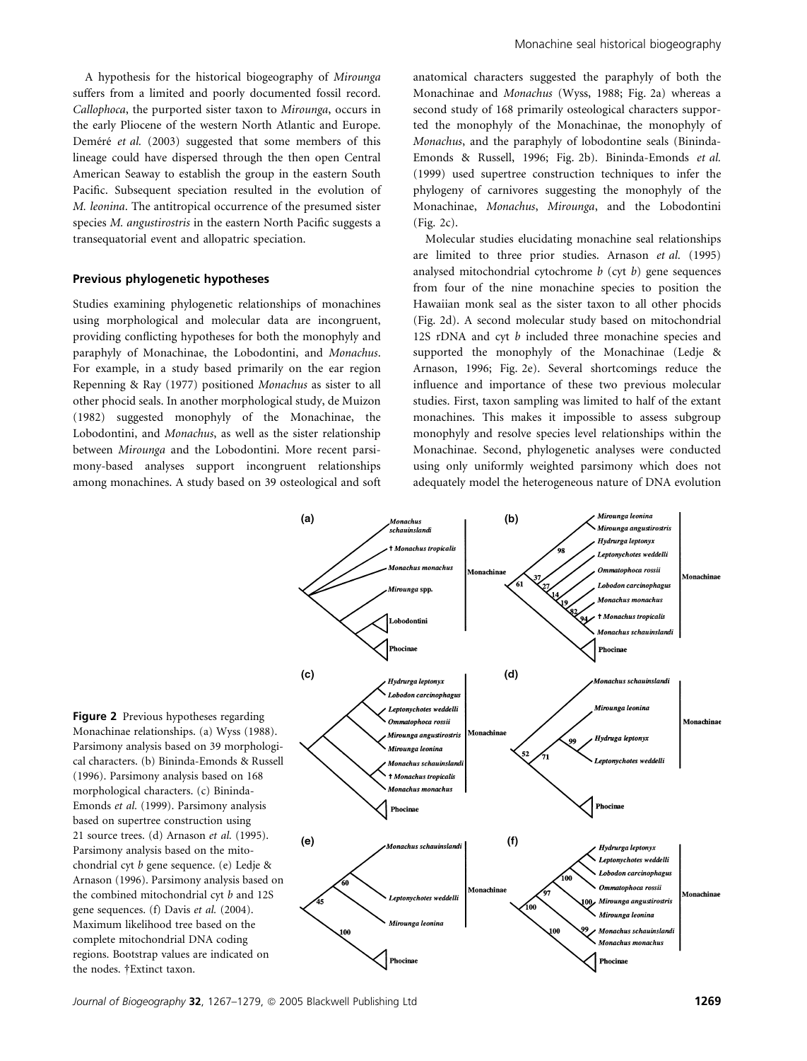A hypothesis for the historical biogeography of *Mirounga* suffers from a limited and poorly documented fossil record. *Callophoca*, the purported sister taxon to *Mirounga*, occurs in the early Pliocene of the western North Atlantic and Europe. Deméré *et al.* (2003) suggested that some members of this lineage could have dispersed through the then open Central American Seaway to establish the group in the eastern South Pacific. Subsequent speciation resulted in the evolution of *M. leonina*. The antitropical occurrence of the presumed sister species *M. angustirostris* in the eastern North Pacific suggests a transequatorial event and allopatric speciation.

### Previous phylogenetic hypotheses

Studies examining phylogenetic relationships of monachines using morphological and molecular data are incongruent, providing conflicting hypotheses for both the monophyly and paraphyly of Monachinae, the Lobodontini, and *Monachus*. For example, in a study based primarily on the ear region Repenning & Ray (1977) positioned *Monachus* as sister to all other phocid seals. In another morphological study, de Muizon (1982) suggested monophyly of the Monachinae, the Lobodontini, and *Monachus*, as well as the sister relationship between *Mirounga* and the Lobodontini. More recent parsimony-based analyses support incongruent relationships among monachines. A study based on 39 osteological and soft anatomical characters suggested the paraphyly of both the Monachinae and *Monachus* (Wyss, 1988; Fig. 2a) whereas a second study of 168 primarily osteological characters supported the monophyly of the Monachinae, the monophyly of *Monachus*, and the paraphyly of lobodontine seals (Bininda-Emonds & Russell, 1996; Fig. 2b). Bininda-Emonds *et al.* (1999) used supertree construction techniques to infer the phylogeny of carnivores suggesting the monophyly of the Monachinae, *Monachus*, *Mirounga*, and the Lobodontini (Fig. 2c).

Molecular studies elucidating monachine seal relationships are limited to three prior studies. Arnason *et al.* (1995) analysed mitochondrial cytochrome *b* (cyt *b*) gene sequences from four of the nine monachine species to position the Hawaiian monk seal as the sister taxon to all other phocids (Fig. 2d). A second molecular study based on mitochondrial 12S rDNA and cyt *b* included three monachine species and supported the monophyly of the Monachinae (Ledje & Arnason, 1996; Fig. 2e). Several shortcomings reduce the influence and importance of these two previous molecular studies. First, taxon sampling was limited to half of the extant monachines. This makes it impossible to assess subgroup monophyly and resolve species level relationships within the Monachinae. Second, phylogenetic analyses were conducted using only uniformly weighted parsimony which does not adequately model the heterogeneous nature of DNA evolution

**Figure 2** Previous hypotheses regarding Monachinae relationships. (a) Wyss (1988). Parsimony analysis based on 39 morphological characters. (b) Bininda-Emonds & Russell (1996). Parsimony analysis based on 168 morphological characters. (c) Bininda-Emonds *et al.* (1999). Parsimony analysis based on supertree construction using 21 source trees. (d) Arnason *et al.* (1995). Parsimony analysis based on the mitochondrial cyt *b* gene sequence. (e) Ledje & Arnason (1996). Parsimony analysis based on the combined mitochondrial cyt *b* and 12S gene sequences. (f) Davis *et al.* (2004). Maximum likelihood tree based on the complete mitochondrial DNA coding regions. Bootstrap values are indicated on the nodes. †Extinct taxon.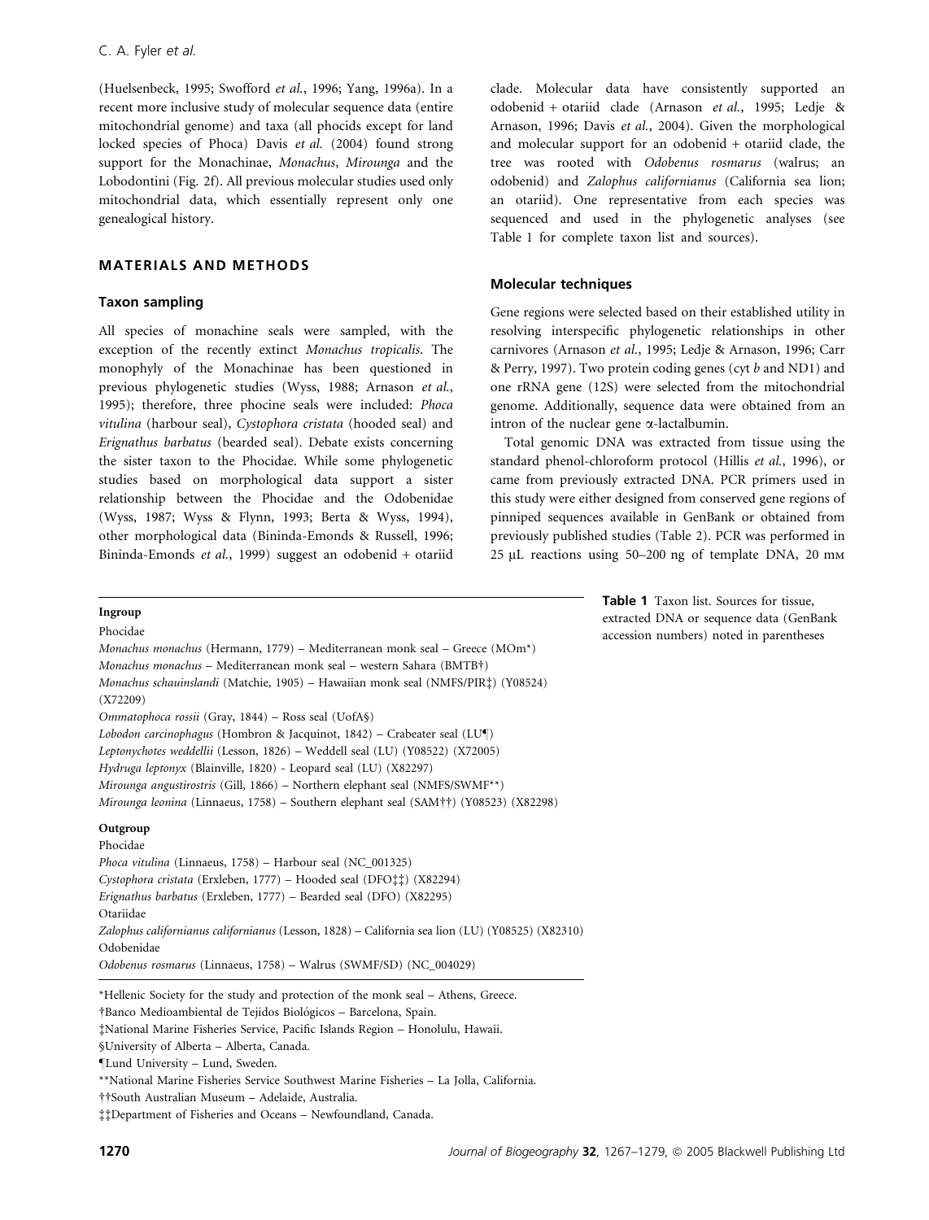(Huelsenbeck, 1995; Swofford *et al.*, 1996; Yang, 1996a). In a recent more inclusive study of molecular sequence data (entire mitochondrial genome) and taxa (all phocids except for land locked species of Phoca) Davis *et al.* (2004) found strong support for the Monachinae, *Monachus*, *Mirounga* and the Lobodontini (Fig. 2f). All previous molecular studies used only mitochondrial data, which essentially represent only one genealogical history.

## MATERIALS AND METHODS

### Taxon sampling

All species of monachine seals were sampled, with the exception of the recently extinct *Monachus tropicalis*. The monophyly of the Monachinae has been questioned in previous phylogenetic studies (Wyss, 1988; Arnason *et al.*, 1995); therefore, three phocine seals were included: *Phoca vitulina* (harbour seal), *Cystophora cristata* (hooded seal) and *Erignathus barbatus* (bearded seal). Debate exists concerning the sister taxon to the Phocidae. While some phylogenetic studies based on morphological data support a sister relationship between the Phocidae and the Odobenidae (Wyss, 1987; Wyss & Flynn, 1993; Berta & Wyss, 1994), other morphological data (Bininda-Emonds & Russell, 1996; Bininda-Emonds *et al.*, 1999) suggest an odobenid + otariid clade. Molecular data have consistently supported an odobenid + otariid clade (Arnason *et al.*, 1995; Ledje & Arnason, 1996; Davis *et al.*, 2004). Given the morphological and molecular support for an odobenid + otariid clade, the tree was rooted with *Odobenus rosmarus* (walrus; an odobenid) and *Zalophus californianus* (California sea lion; an otariid). One representative from each species was sequenced and used in the phylogenetic analyses (see Table 1 for complete taxon list and sources).

### Molecular techniques

Gene regions were selected based on their established utility in resolving interspecific phylogenetic relationships in other carnivores (Arnason *et al.*, 1995; Ledje & Arnason, 1996; Carr & Perry, 1997). Two protein coding genes (cyt *b* and ND1) and one rRNA gene (12S) were selected from the mitochondrial genome. Additionally, sequence data were obtained from an intron of the nuclear gene α-lactalbumin.

Total genomic DNA was extracted from tissue using the standard phenol-chloroform protocol (Hillis *et al.*, 1996), or came from previously extracted DNA. PCR primers used in this study were either designed from conserved gene regions of pinniped sequences available in GenBank or obtained from previously published studies (Table 2). PCR was performed in 25 μL reactions using 50–200 ng of template DNA, 20 mm

**Table 1** Taxon list. Sources for tissue, extracted DNA or sequence data (GenBank accession numbers) noted in parentheses

| |
|---|
| **Ingroup** |
| Phocidae |
| *Monachus monachus* (Hermann, 1779) – Mediterranean monk seal – Greece (MOm*) |
| *Monachus monachus* – Mediterranean monk seal – western Sahara (BMTB†) |
| *Monachus schauinslandi* (Matchie, 1905) – Hawaiian monk seal (NMFS/PIR‡) (Y08524) (X72209) |
| *Ommatophoca rossii* (Gray, 1844) – Ross seal (UofA§) |
| *Lobodon carcinophagus* (Hombron & Jacquinot, 1842) – Crabeater seal (LU¶) |
| *Leptonychotes weddellii* (Lesson, 1826) – Weddell seal (LU) (Y08522) (X72005) |
| *Hydruga leptonyx* (Blainville, 1820) - Leopard seal (LU) (X82297) |
| *Mirounga angustirostris* (Gill, 1866) – Northern elephant seal (NMFS/SWMF**) |
| *Mirounga leonina* (Linnaeus, 1758) – Southern elephant seal (SAM††) (Y08523) (X82298) |
| **Outgroup** |
| Phocidae |
| *Phoca vitulina* (Linnaeus, 1758) – Harbour seal (NC_001325) |
| *Cystophora cristata* (Erxleben, 1777) – Hooded seal (DFO‡‡) (X82294) |
| *Erignathus barbatus* (Erxleben, 1777) – Bearded seal (DFO) (X82295) |
| Otariidae |
| *Zalophus californianus californianus* (Lesson, 1828) – California sea lion (LU) (Y08525) (X82310) |
| Odobenidae |
| *Odobenus rosmarus* (Linnaeus, 1758) – Walrus (SWMF/SD) (NC_004029) |

*Hellenic Society for the study and protection of the monk seal – Athens, Greece.
†Banco Medioambiental de Tejidos Biológicos – Barcelona, Spain.
‡National Marine Fisheries Service, Pacific Islands Region – Honolulu, Hawaii.
§University of Alberta – Alberta, Canada.
¶Lund University – Lund, Sweden.
**National Marine Fisheries Service Southwest Marine Fisheries – La Jolla, California.
††South Australian Museum – Adelaide, Australia.
‡‡Department of Fisheries and Oceans – Newfoundland, Canada.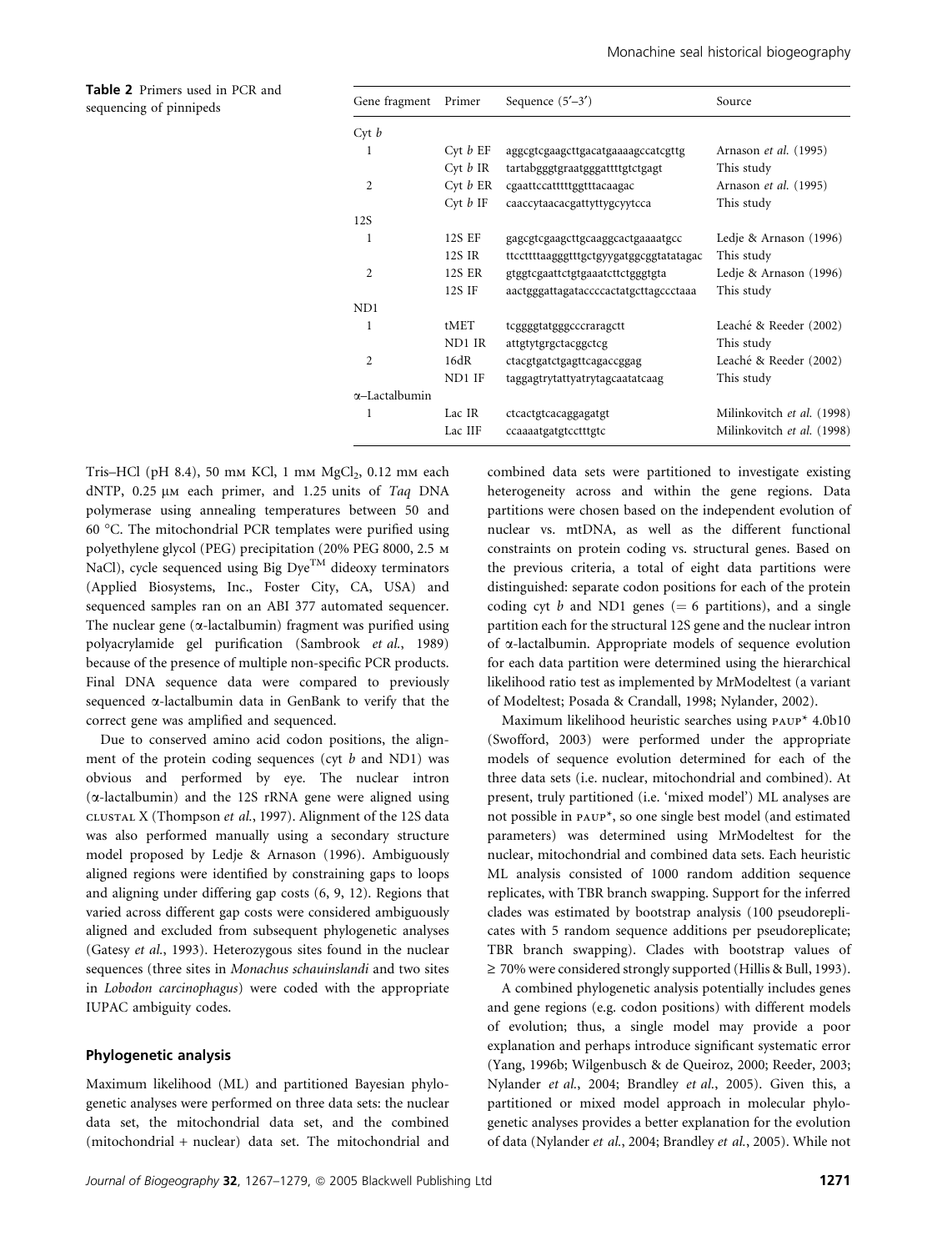**Table 2** Primers used in PCR and sequencing of pinnipeds

| Gene fragment | Primer | Sequence (5′–3′) | Source |
|---|---|---|---|
| Cyt *b* | | | |
| 1 | Cyt *b* EF | aggcgtcgaagcttgacatgaaaagccatcgttg | Arnason *et al.* (1995) |
| | Cyt *b* IR | tartabgggtgraatgggattttgtctgagt | This study |
| 2 | Cyt *b* ER | cgaattccatttttggtttacaagac | Arnason *et al.* (1995) |
| | Cyt *b* IF | caaccytaacacgattyttygcyytcca | This study |
| 12S | | | |
| 1 | 12S EF | gagcgtcgaagcttgcaaggcactgaaaatgcc | Ledje & Arnason (1996) |
| | 12S IR | ttccttttaagggtttgctgyygatggcggtatatagac | This study |
| 2 | 12S ER | gtggtcgaattctgtgaaatcttctgggtgta | Ledje & Arnason (1996) |
| | 12S IF | aactgggattagataccccactatgcttagccctaaa | This study |
| ND1 | | | |
| 1 | tMET | tcggggtatgggcccraragctt | Leaché & Reeder (2002) |
| | ND1 IR | attgtytgrgctacggctcg | This study |
| 2 | 16dR | ctacgtgatctgagttcagaccggag | Leaché & Reeder (2002) |
| | ND1 IF | taggagtrytattyatrytagcaatatcaag | This study |
| α–Lactalbumin | | | |
| 1 | Lac IR | ctcactgtcacaggagatgt | Milinkovitch *et al.* (1998) |
| | Lac IIF | ccaaaatgatgtcctttgtc | Milinkovitch *et al.* (1998) |

Tris–HCl (pH 8.4), 50 mm KCl, 1 mm $MgCl_2$, 0.12 mm each dNTP, 0.25 μm each primer, and 1.25 units of *Taq* DNA polymerase using annealing temperatures between 50 and 60 °C. The mitochondrial PCR templates were purified using polyethylene glycol (PEG) precipitation (20% PEG 8000, 2.5 m NaCl), cycle sequenced using Big Dye™ dideoxy terminators (Applied Biosystems, Inc., Foster City, CA, USA) and sequenced samples ran on an ABI 377 automated sequencer. The nuclear gene (α-lactalbumin) fragment was purified using polyacrylamide gel purification (Sambrook *et al.*, 1989) because of the presence of multiple non-specific PCR products. Final DNA sequence data were compared to previously sequenced α-lactalbumin data in GenBank to verify that the correct gene was amplified and sequenced.

Due to conserved amino acid codon positions, the alignment of the protein coding sequences (cyt *b* and ND1) was obvious and performed by eye. The nuclear intron (α-lactalbumin) and the 12S rRNA gene were aligned using clustal X (Thompson *et al.*, 1997). Alignment of the 12S data was also performed manually using a secondary structure model proposed by Ledje & Arnason (1996). Ambiguously aligned regions were identified by constraining gaps to loops and aligning under differing gap costs (6, 9, 12). Regions that varied across different gap costs were considered ambiguously aligned and excluded from subsequent phylogenetic analyses (Gatesy *et al.*, 1993). Heterozygous sites found in the nuclear sequences (three sites in *Monachus schauinslandi* and two sites in *Lobodon carcinophagus*) were coded with the appropriate IUPAC ambiguity codes.

### Phylogenetic analysis

Maximum likelihood (ML) and partitioned Bayesian phylogenetic analyses were performed on three data sets: the nuclear data set, the mitochondrial data set, and the combined (mitochondrial + nuclear) data set. The mitochondrial and combined data sets were partitioned to investigate existing heterogeneity across and within the gene regions. Data partitions were chosen based on the independent evolution of nuclear vs. mtDNA, as well as the different functional constraints on protein coding vs. structural genes. Based on the previous criteria, a total of eight data partitions were distinguished: separate codon positions for each of the protein coding cyt *b* and ND1 genes (= 6 partitions), and a single partition each for the structural 12S gene and the nuclear intron of α-lactalbumin. Appropriate models of sequence evolution for each data partition were determined using the hierarchical likelihood ratio test as implemented by MrModeltest (a variant of Modeltest; Posada & Crandall, 1998; Nylander, 2002).

Maximum likelihood heuristic searches using paup* 4.0b10 (Swofford, 2003) were performed under the appropriate models of sequence evolution determined for each of the three data sets (i.e. nuclear, mitochondrial and combined). At present, truly partitioned (i.e. 'mixed model') ML analyses are not possible in paup*, so one single best model (and estimated parameters) was determined using MrModeltest for the nuclear, mitochondrial and combined data sets. Each heuristic ML analysis consisted of 1000 random addition sequence replicates, with TBR branch swapping. Support for the inferred clades was estimated by bootstrap analysis (100 pseudoreplicates with 5 random sequence additions per pseudoreplicate; TBR branch swapping). Clades with bootstrap values of ≥ 70% were considered strongly supported (Hillis & Bull, 1993).

A combined phylogenetic analysis potentially includes genes and gene regions (e.g. codon positions) with different models of evolution; thus, a single model may provide a poor explanation and perhaps introduce significant systematic error (Yang, 1996b; Wilgenbusch & de Queiroz, 2000; Reeder, 2003; Nylander *et al.*, 2004; Brandley *et al.*, 2005). Given this, a partitioned or mixed model approach in molecular phylogenetic analyses provides a better explanation for the evolution of data (Nylander *et al.*, 2004; Brandley *et al.*, 2005). While not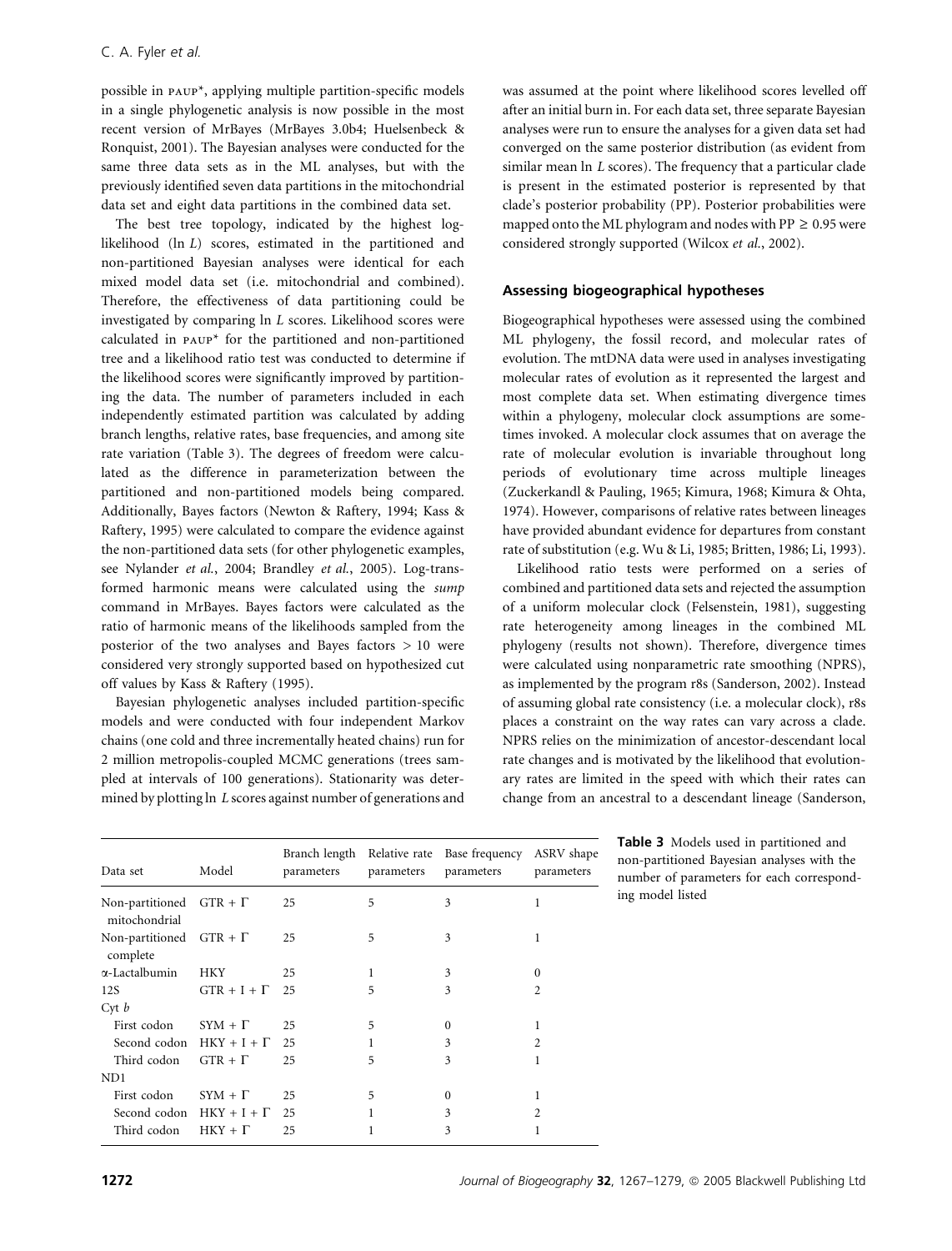possible in PAUP*, applying multiple partition-specific models in a single phylogenetic analysis is now possible in the most recent version of MrBayes (MrBayes 3.0b4; Huelsenbeck & Ronquist, 2001). The Bayesian analyses were conducted for the same three data sets as in the ML analyses, but with the previously identified seven data partitions in the mitochondrial data set and eight data partitions in the combined data set.

The best tree topology, indicated by the highest log-likelihood (ln *L*) scores, estimated in the partitioned and non-partitioned Bayesian analyses were identical for each mixed model data set (i.e. mitochondrial and combined). Therefore, the effectiveness of data partitioning could be investigated by comparing ln *L* scores. Likelihood scores were calculated in PAUP* for the partitioned and non-partitioned tree and a likelihood ratio test was conducted to determine if the likelihood scores were significantly improved by partitioning the data. The number of parameters included in each independently estimated partition was calculated by adding branch lengths, relative rates, base frequencies, and among site rate variation (Table 3). The degrees of freedom were calculated as the difference in parameterization between the partitioned and non-partitioned models being compared. Additionally, Bayes factors (Newton & Raftery, 1994; Kass & Raftery, 1995) were calculated to compare the evidence against the non-partitioned data sets (for other phylogenetic examples, see Nylander *et al.*, 2004; Brandley *et al.*, 2005). Log-transformed harmonic means were calculated using the *sump* command in MrBayes. Bayes factors were calculated as the ratio of harmonic means of the likelihoods sampled from the posterior of the two analyses and Bayes factors > 10 were considered very strongly supported based on hypothesized cut off values by Kass & Raftery (1995).

Bayesian phylogenetic analyses included partition-specific models and were conducted with four independent Markov chains (one cold and three incrementally heated chains) run for 2 million metropolis-coupled MCMC generations (trees sampled at intervals of 100 generations). Stationarity was determined by plotting ln *L* scores against number of generations and was assumed at the point where likelihood scores levelled off after an initial burn in. For each data set, three separate Bayesian analyses were run to ensure the analyses for a given data set had converged on the same posterior distribution (as evident from similar mean ln *L* scores). The frequency that a particular clade is present in the estimated posterior is represented by that clade's posterior probability (PP). Posterior probabilities were mapped onto the ML phylogram and nodes with PP ≥ 0.95 were considered strongly supported (Wilcox *et al.*, 2002).

### Assessing biogeographical hypotheses

Biogeographical hypotheses were assessed using the combined ML phylogeny, the fossil record, and molecular rates of evolution. The mtDNA data were used in analyses investigating molecular rates of evolution as it represented the largest and most complete data set. When estimating divergence times within a phylogeny, molecular clock assumptions are sometimes invoked. A molecular clock assumes that on average the rate of molecular evolution is invariable throughout long periods of evolutionary time across multiple lineages (Zuckerkandl & Pauling, 1965; Kimura, 1968; Kimura & Ohta, 1974). However, comparisons of relative rates between lineages have provided abundant evidence for departures from constant rate of substitution (e.g. Wu & Li, 1985; Britten, 1986; Li, 1993).

Likelihood ratio tests were performed on a series of combined and partitioned data sets and rejected the assumption of a uniform molecular clock (Felsenstein, 1981), suggesting rate heterogeneity among lineages in the combined ML phylogeny (results not shown). Therefore, divergence times were calculated using nonparametric rate smoothing (NPRS), as implemented by the program r8s (Sanderson, 2002). Instead of assuming global rate consistency (i.e. a molecular clock), r8s places a constraint on the way rates can vary across a clade. NPRS relies on the minimization of ancestor-descendant local rate changes and is motivated by the likelihood that evolutionary rates are limited in the speed with which their rates can change from an ancestral to a descendant lineage (Sanderson,

**Table 3** Models used in partitioned and non-partitioned Bayesian analyses with the number of parameters for each corresponding model listed

| Data set | Model | Branch length parameters | Relative rate parameters | Base frequency parameters | ASRV shape parameters |
|---|---|---|---|---|---|
| Non-partitioned mitochondrial | GTR + Γ | 25 | 5 | 3 | 1 |
| Non-partitioned complete | GTR + Γ | 25 | 5 | 3 | 1 |
| α-Lactalbumin | HKY | 25 | 1 | 3 | 0 |
| 12S | GTR + I + Γ | 25 | 5 | 3 | 2 |
| Cyt *b* | | | | | |
| First codon | SYM + Γ | 25 | 5 | 0 | 1 |
| Second codon | HKY + I + Γ | 25 | 1 | 3 | 2 |
| Third codon | GTR + Γ | 25 | 5 | 3 | 1 |
| ND1 | | | | | |
| First codon | SYM + Γ | 25 | 5 | 0 | 1 |
| Second codon | HKY + I + Γ | 25 | 1 | 3 | 2 |
| Third codon | HKY + Γ | 25 | 1 | 3 | 1 |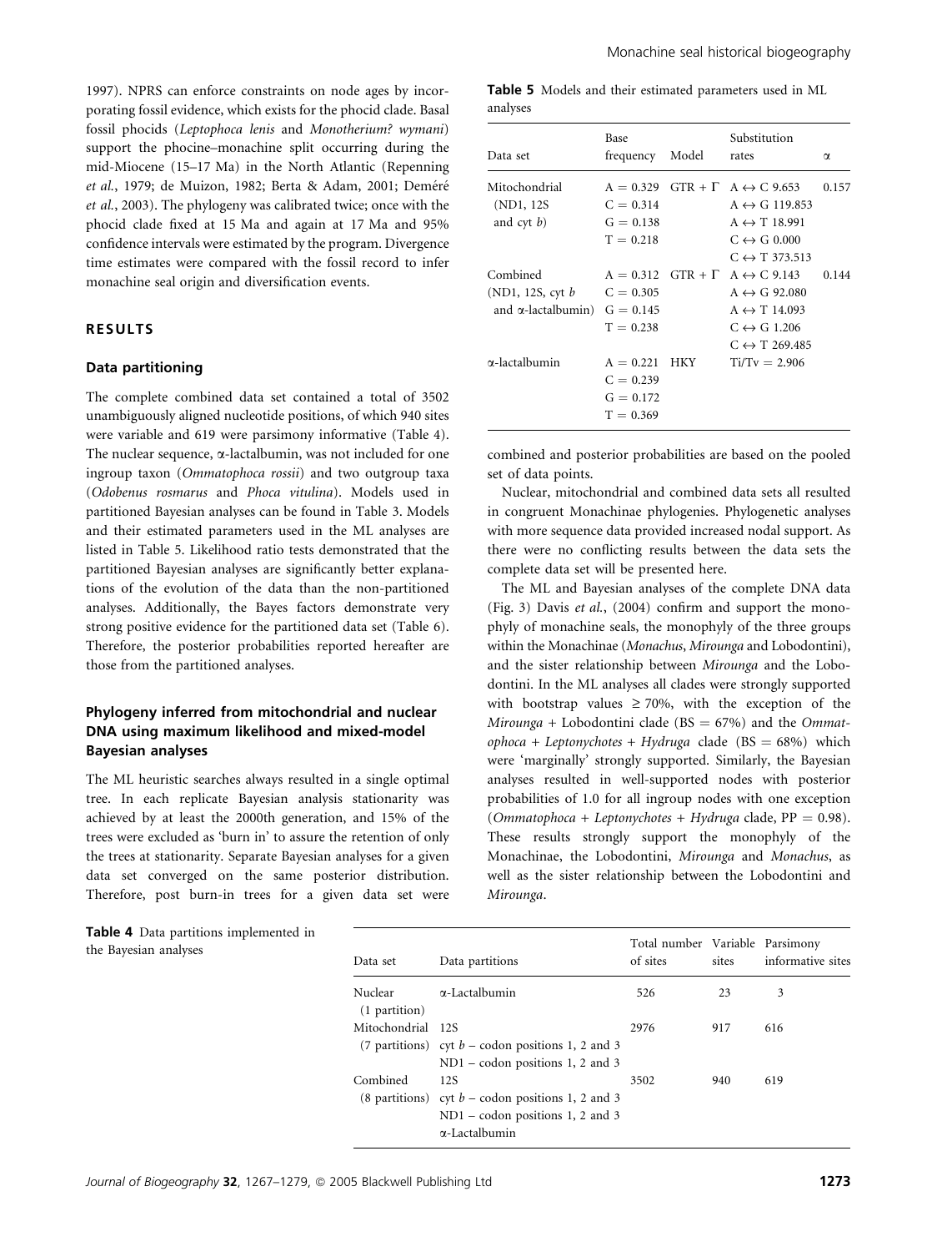1997). NPRS can enforce constraints on node ages by incorporating fossil evidence, which exists for the phocid clade. Basal fossil phocids (*Leptophoca lenis* and *Monotherium? wymani*) support the phocine–monachine split occurring during the mid-Miocene (15–17 Ma) in the North Atlantic (Repenning *et al.*, 1979; de Muizon, 1982; Berta & Adam, 2001; Deméré *et al.*, 2003). The phylogeny was calibrated twice; once with the phocid clade fixed at 15 Ma and again at 17 Ma and 95% confidence intervals were estimated by the program. Divergence time estimates were compared with the fossil record to infer monachine seal origin and diversification events.

## RESULTS

### Data partitioning

The complete combined data set contained a total of 3502 unambiguously aligned nucleotide positions, of which 940 sites were variable and 619 were parsimony informative (Table 4). The nuclear sequence, α-lactalbumin, was not included for one ingroup taxon (*Ommatophoca rossii*) and two outgroup taxa (*Odobenus rosmarus* and *Phoca vitulina*). Models used in partitioned Bayesian analyses can be found in Table 3. Models and their estimated parameters used in the ML analyses are listed in Table 5. Likelihood ratio tests demonstrated that the partitioned Bayesian analyses are significantly better explanations of the evolution of the data than the non-partitioned analyses. Additionally, the Bayes factors demonstrate very strong positive evidence for the partitioned data set (Table 6). Therefore, the posterior probabilities reported hereafter are those from the partitioned analyses.

### Phylogeny inferred from mitochondrial and nuclear DNA using maximum likelihood and mixed-model Bayesian analyses

The ML heuristic searches always resulted in a single optimal tree. In each replicate Bayesian analysis stationarity was achieved by at least the 2000th generation, and 15% of the trees were excluded as 'burn in' to assure the retention of only the trees at stationarity. Separate Bayesian analyses for a given data set converged on the same posterior distribution. Therefore, post burn-in trees for a given data set were combined and posterior probabilities are based on the pooled set of data points.

Nuclear, mitochondrial and combined data sets all resulted in congruent Monachinae phylogenies. Phylogenetic analyses with more sequence data provided increased nodal support. As there were no conflicting results between the data sets the complete data set will be presented here.

The ML and Bayesian analyses of the complete DNA data (Fig. 3) Davis *et al.*, (2004) confirm and support the monophyly of monachine seals, the monophyly of the three groups within the Monachinae (*Monachus*, *Mirounga* and Lobodontini), and the sister relationship between *Mirounga* and the Lobodontini. In the ML analyses all clades were strongly supported with bootstrap values ≥ 70%, with the exception of the *Mirounga* + Lobodontini clade (BS = 67%) and the *Ommatophoca* + *Leptonychotes* + *Hydruga* clade (BS = 68%) which were 'marginally' strongly supported. Similarly, the Bayesian analyses resulted in well-supported nodes with posterior probabilities of 1.0 for all ingroup nodes with one exception (*Ommatophoca* + *Leptonychotes* + *Hydruga* clade, PP = 0.98). These results strongly support the monophyly of the Monachinae, the Lobodontini, *Mirounga* and *Monachus*, as well as the sister relationship between the Lobodontini and *Mirounga*.

**Table 5** Models and their estimated parameters used in ML analyses

| Data set | Base frequency | Model | Substitution rates | α |
|---|---|---|---|---|
| Mitochondrial (ND1, 12S and cyt *b*) | A = 0.329, C = 0.314, G = 0.138, T = 0.218 | GTR + Γ | A ↔ C 9.653, A ↔ G 119.853, A ↔ T 18.991, C ↔ G 0.000, C ↔ T 373.513 | 0.157 |
| Combined (ND1, 12S, cyt *b* and α-lactalbumin) | A = 0.312, C = 0.305, G = 0.145, T = 0.238 | GTR + Γ | A ↔ C 9.143, A ↔ G 92.080, A ↔ T 14.093, C ↔ G 1.206, C ↔ T 269.485 | 0.144 |
| α-lactalbumin | A = 0.221, C = 0.239, G = 0.172, T = 0.369 | HKY | Ti/Tv = 2.906 | |

**Table 4** Data partitions implemented in the Bayesian analyses

| Data set | Data partitions | Total number of sites | Variable sites | Parsimony informative sites |
|---|---|---|---|---|
| Nuclear (1 partition) | α-Lactalbumin | 526 | 23 | 3 |
| Mitochondrial (7 partitions) | 12S; cyt *b* – codon positions 1, 2 and 3; ND1 – codon positions 1, 2 and 3 | 2976 | 917 | 616 |
| Combined (8 partitions) | 12S; cyt *b* – codon positions 1, 2 and 3; ND1 – codon positions 1, 2 and 3; α-Lactalbumin | 3502 | 940 | 619 |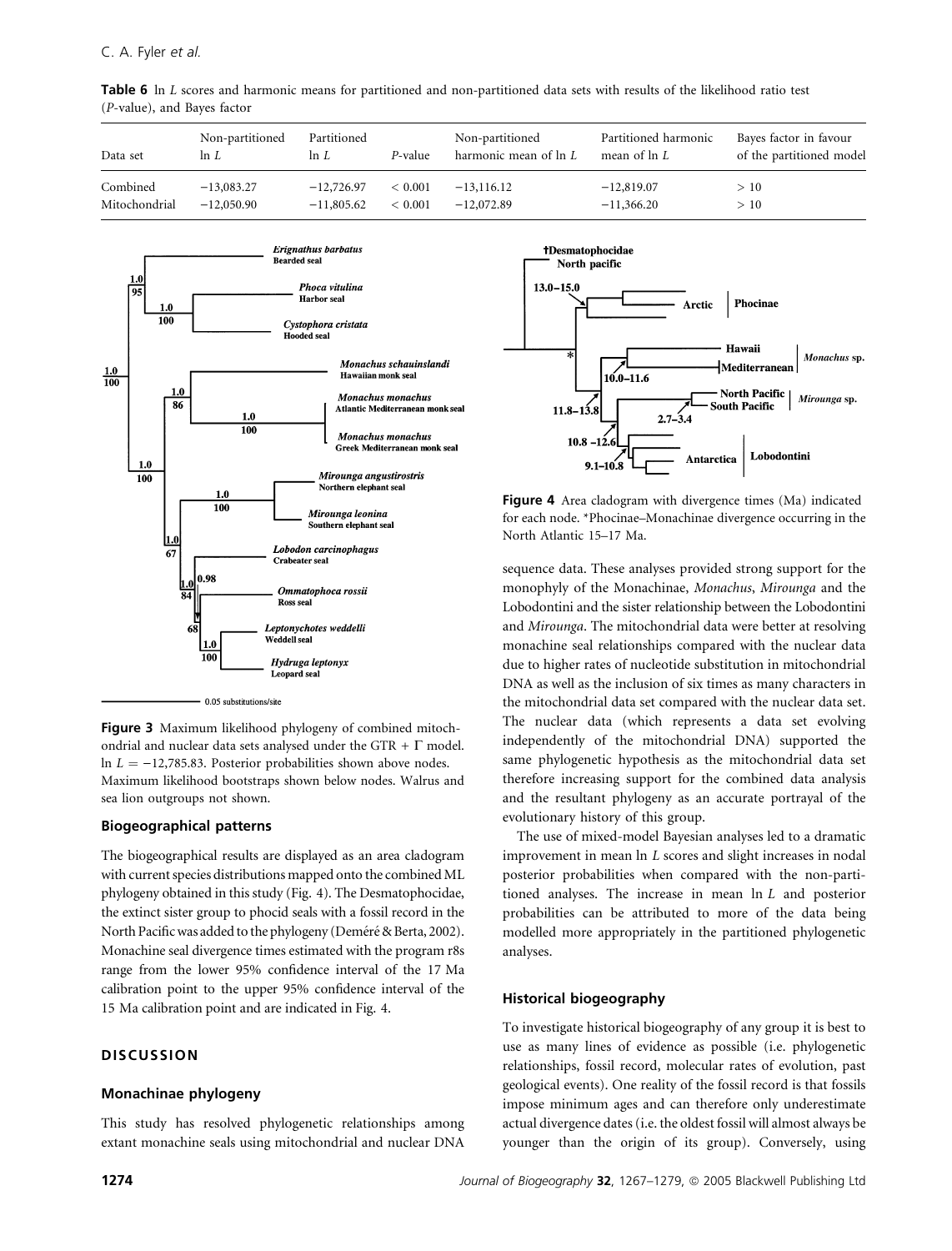**Table 6** ln *L* scores and harmonic means for partitioned and non-partitioned data sets with results of the likelihood ratio test (*P*-value), and Bayes factor

| Data set | Non-partitioned ln *L* | Partitioned ln *L* | *P*-value | Non-partitioned harmonic mean of ln *L* | Partitioned harmonic mean of ln *L* | Bayes factor in favour of the partitioned model |
|---|---|---|---|---|---|---|
| Combined | −13,083.27 | −12,726.97 | < 0.001 | −13,116.12 | −12,819.07 | > 10 |
| Mitochondrial | −12,050.90 | −11,805.62 | < 0.001 | −12,072.89 | −11,366.20 | > 10 |

**Figure 3** Maximum likelihood phylogeny of combined mitochondrial and nuclear data sets analysed under the GTR + Γ model. ln $L = -12{,}785.83$. Posterior probabilities shown above nodes. Maximum likelihood bootstraps shown below nodes. Walrus and sea lion outgroups not shown.

**Figure 4** Area cladogram with divergence times (Ma) indicated for each node. *Phocinae–Monachinae divergence occurring in the North Atlantic 15–17 Ma.

### Biogeographical patterns

The biogeographical results are displayed as an area cladogram with current species distributions mapped onto the combined ML phylogeny obtained in this study (Fig. 4). The Desmatophocidae, the extinct sister group to phocid seals with a fossil record in the North Pacific was added to the phylogeny (Deméré & Berta, 2002). Monachine seal divergence times estimated with the program r8s range from the lower 95% confidence interval of the 17 Ma calibration point to the upper 95% confidence interval of the 15 Ma calibration point and are indicated in Fig. 4.

## DISCUSSION

### Monachinae phylogeny

This study has resolved phylogenetic relationships among extant monachine seals using mitochondrial and nuclear DNA sequence data. These analyses provided strong support for the monophyly of the Monachinae, *Monachus*, *Mirounga* and the Lobodontini and the sister relationship between the Lobodontini and *Mirounga*. The mitochondrial data were better at resolving monachine seal relationships compared with the nuclear data due to higher rates of nucleotide substitution in mitochondrial DNA as well as the inclusion of six times as many characters in the mitochondrial data set compared with the nuclear data set. The nuclear data (which represents a data set evolving independently of the mitochondrial DNA) supported the same phylogenetic hypothesis as the mitochondrial data set therefore increasing support for the combined data analysis and the resultant phylogeny as an accurate portrayal of the evolutionary history of this group.

The use of mixed-model Bayesian analyses led to a dramatic improvement in mean ln *L* scores and slight increases in nodal posterior probabilities when compared with the non-partitioned analyses. The increase in mean ln *L* and posterior probabilities can be attributed to more of the data being modelled more appropriately in the partitioned phylogenetic analyses.

### Historical biogeography

To investigate historical biogeography of any group it is best to use as many lines of evidence as possible (i.e. phylogenetic relationships, fossil record, molecular rates of evolution, past geological events). One reality of the fossil record is that fossils impose minimum ages and can therefore only underestimate actual divergence dates (i.e. the oldest fossil will almost always be younger than the origin of its group). Conversely, using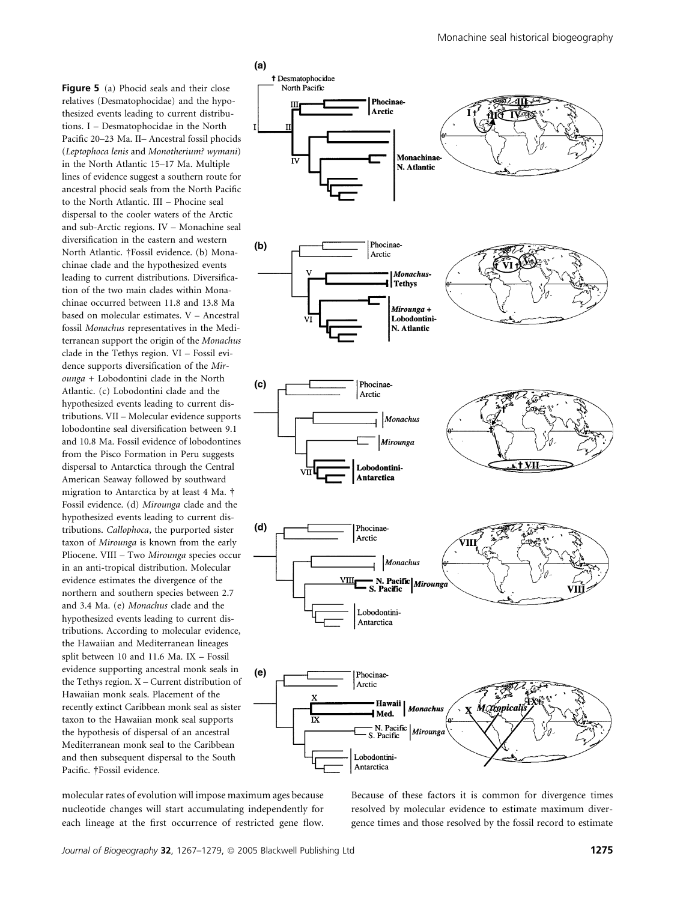**Figure 5** (a) Phocid seals and their close relatives (Desmatophocidae) and the hypothesized events leading to current distributions. I – Desmatophocidae in the North Pacific 20–23 Ma. II– Ancestral fossil phocids (*Leptophoca lenis* and *Monotherium? wymani*) in the North Atlantic 15–17 Ma. Multiple lines of evidence suggest a southern route for ancestral phocid seals from the North Pacific to the North Atlantic. III – Phocine seal dispersal to the cooler waters of the Arctic and sub-Arctic regions. IV – Monachine seal diversification in the eastern and western North Atlantic. †Fossil evidence. (b) Monachinae clade and the hypothesized events leading to current distributions. Diversification of the two main clades within Monachinae occurred between 11.8 and 13.8 Ma based on molecular estimates. V – Ancestral fossil *Monachus* representatives in the Mediterranean support the origin of the *Monachus* clade in the Tethys region. VI – Fossil evidence supports diversification of the *Mirounga* + Lobodontini clade in the North Atlantic. (c) Lobodontini clade and the hypothesized events leading to current distributions. VII – Molecular evidence supports lobodontine seal diversification between 9.1 and 10.8 Ma. Fossil evidence of lobodontines from the Pisco Formation in Peru suggests dispersal to Antarctica through the Central American Seaway followed by southward migration to Antarctica by at least 4 Ma. † Fossil evidence. (d) *Mirounga* clade and the hypothesized events leading to current distributions. *Callophoca*, the purported sister taxon of *Mirounga* is known from the early Pliocene. VIII – Two *Mirounga* species occur in an anti-tropical distribution. Molecular evidence estimates the divergence of the northern and southern species between 2.7 and 3.4 Ma. (e) *Monachus* clade and the hypothesized events leading to current distributions. According to molecular evidence, the Hawaiian and Mediterranean lineages split between 10 and 11.6 Ma. IX – Fossil evidence supporting ancestral monk seals in the Tethys region. X – Current distribution of Hawaiian monk seals. Placement of the recently extinct Caribbean monk seal as sister taxon to the Hawaiian monk seal supports the hypothesis of dispersal of an ancestral Mediterranean monk seal to the Caribbean and then subsequent dispersal to the South Pacific. †Fossil evidence.

molecular rates of evolution will impose maximum ages because nucleotide changes will start accumulating independently for each lineage at the first occurrence of restricted gene flow. Because of these factors it is common for divergence times resolved by molecular evidence to estimate maximum divergence times and those resolved by the fossil record to estimate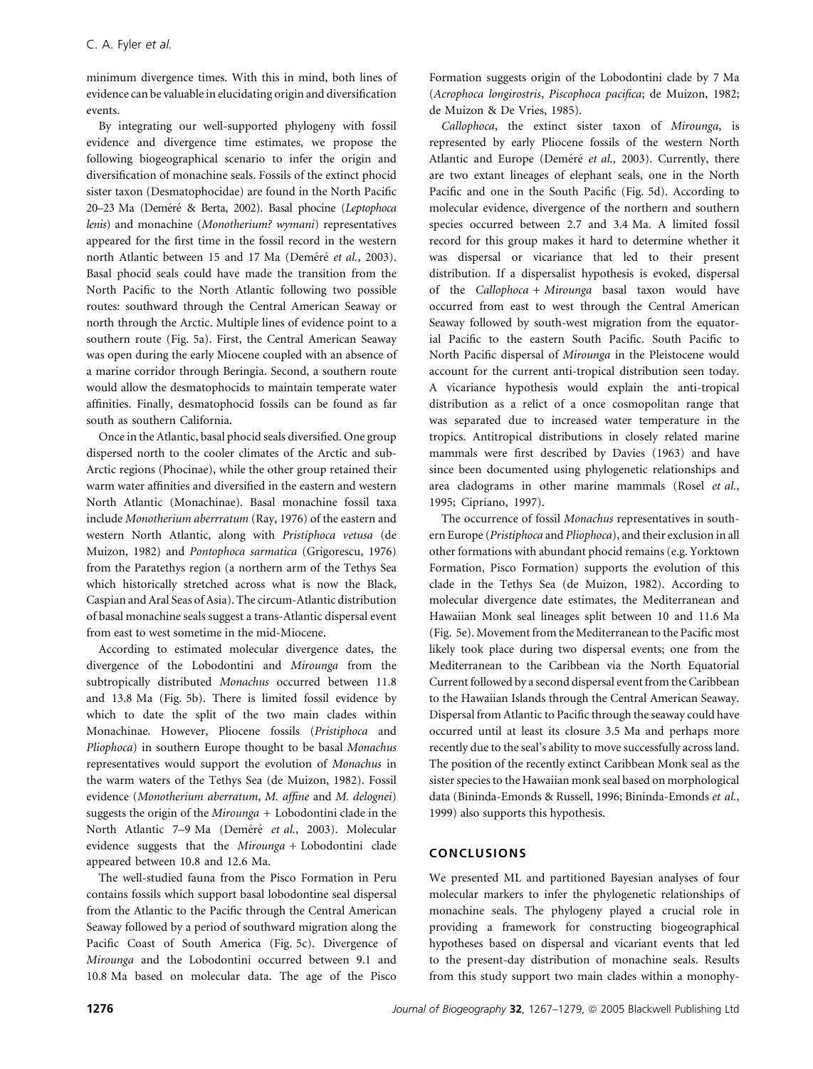minimum divergence times. With this in mind, both lines of evidence can be valuable in elucidating origin and diversification events.

By integrating our well-supported phylogeny with fossil evidence and divergence time estimates, we propose the following biogeographical scenario to infer the origin and diversification of monachine seals. Fossils of the extinct phocid sister taxon (Desmatophocidae) are found in the North Pacific 20–23 Ma (Deméré & Berta, 2002). Basal phocine (*Leptophoca lenis*) and monachine (*Monotherium? wymani*) representatives appeared for the first time in the fossil record in the western north Atlantic between 15 and 17 Ma (Deméré *et al.*, 2003). Basal phocid seals could have made the transition from the North Pacific to the North Atlantic following two possible routes: southward through the Central American Seaway or north through the Arctic. Multiple lines of evidence point to a southern route (Fig. 5a). First, the Central American Seaway was open during the early Miocene coupled with an absence of a marine corridor through Beringia. Second, a southern route would allow the desmatophocids to maintain temperate water affinities. Finally, desmatophocid fossils can be found as far south as southern California.

Once in the Atlantic, basal phocid seals diversified. One group dispersed north to the cooler climates of the Arctic and sub-Arctic regions (Phocinae), while the other group retained their warm water affinities and diversified in the eastern and western North Atlantic (Monachinae). Basal monachine fossil taxa include *Monotherium aberrratum* (Ray, 1976) of the eastern and western North Atlantic, along with *Pristiphoca vetusa* (de Muizon, 1982) and *Pontophoca sarmatica* (Grigorescu, 1976) from the Paratethys region (a northern arm of the Tethys Sea which historically stretched across what is now the Black, Caspian and Aral Seas of Asia). The circum-Atlantic distribution of basal monachine seals suggest a trans-Atlantic dispersal event from east to west sometime in the mid-Miocene.

According to estimated molecular divergence dates, the divergence of the Lobodontini and *Mirounga* from the subtropically distributed *Monachus* occurred between 11.8 and 13.8 Ma (Fig. 5b). There is limited fossil evidence by which to date the split of the two main clades within Monachinae. However, Pliocene fossils (*Pristiphoca* and *Pliophoca*) in southern Europe thought to be basal *Monachus* representatives would support the evolution of *Monachus* in the warm waters of the Tethys Sea (de Muizon, 1982). Fossil evidence (*Monotherium aberratum*, *M. affine* and *M. delognei*) suggests the origin of the *Mirounga* + Lobodontini clade in the North Atlantic 7–9 Ma (Deméré *et al.*, 2003). Molecular evidence suggests that the *Mirounga* + Lobodontini clade appeared between 10.8 and 12.6 Ma.

The well-studied fauna from the Pisco Formation in Peru contains fossils which support basal lobodontine seal dispersal from the Atlantic to the Pacific through the Central American Seaway followed by a period of southward migration along the Pacific Coast of South America (Fig. 5c). Divergence of *Mirounga* and the Lobodontini occurred between 9.1 and 10.8 Ma based on molecular data. The age of the Pisco Formation suggests origin of the Lobodontini clade by 7 Ma (*Acrophoca longirostris*, *Piscophoca pacifica*; de Muizon, 1982; de Muizon & De Vries, 1985).

*Callophoca*, the extinct sister taxon of *Mirounga*, is represented by early Pliocene fossils of the western North Atlantic and Europe (Deméré *et al.*, 2003). Currently, there are two extant lineages of elephant seals, one in the North Pacific and one in the South Pacific (Fig. 5d). According to molecular evidence, divergence of the northern and southern species occurred between 2.7 and 3.4 Ma. A limited fossil record for this group makes it hard to determine whether it was dispersal or vicariance that led to their present distribution. If a dispersalist hypothesis is evoked, dispersal of the *Callophoca* + *Mirounga* basal taxon would have occurred from east to west through the Central American Seaway followed by south-west migration from the equatorial Pacific to the eastern South Pacific. South Pacific to North Pacific dispersal of *Mirounga* in the Pleistocene would account for the current anti-tropical distribution seen today. A vicariance hypothesis would explain the anti-tropical distribution as a relict of a once cosmopolitan range that was separated due to increased water temperature in the tropics. Antitropical distributions in closely related marine mammals were first described by Davies (1963) and have since been documented using phylogenetic relationships and area cladograms in other marine mammals (Rosel *et al.*, 1995; Cipriano, 1997).

The occurrence of fossil *Monachus* representatives in southern Europe (*Pristiphoca* and *Pliophoca*), and their exclusion in all other formations with abundant phocid remains (e.g. Yorktown Formation, Pisco Formation) supports the evolution of this clade in the Tethys Sea (de Muizon, 1982). According to molecular divergence date estimates, the Mediterranean and Hawaiian Monk seal lineages split between 10 and 11.6 Ma (Fig. 5e). Movement from the Mediterranean to the Pacific most likely took place during two dispersal events; one from the Mediterranean to the Caribbean via the North Equatorial Current followed by a second dispersal event from the Caribbean to the Hawaiian Islands through the Central American Seaway. Dispersal from Atlantic to Pacific through the seaway could have occurred until at least its closure 3.5 Ma and perhaps more recently due to the seal's ability to move successfully across land. The position of the recently extinct Caribbean Monk seal as the sister species to the Hawaiian monk seal based on morphological data (Bininda-Emonds & Russell, 1996; Bininda-Emonds *et al.*, 1999) also supports this hypothesis.

## CONCLUSIONS

We presented ML and partitioned Bayesian analyses of four molecular markers to infer the phylogenetic relationships of monachine seals. The phylogeny played a crucial role in providing a framework for constructing biogeographical hypotheses based on dispersal and vicariant events that led to the present-day distribution of monachine seals. Results from this study support two main clades within a monophy-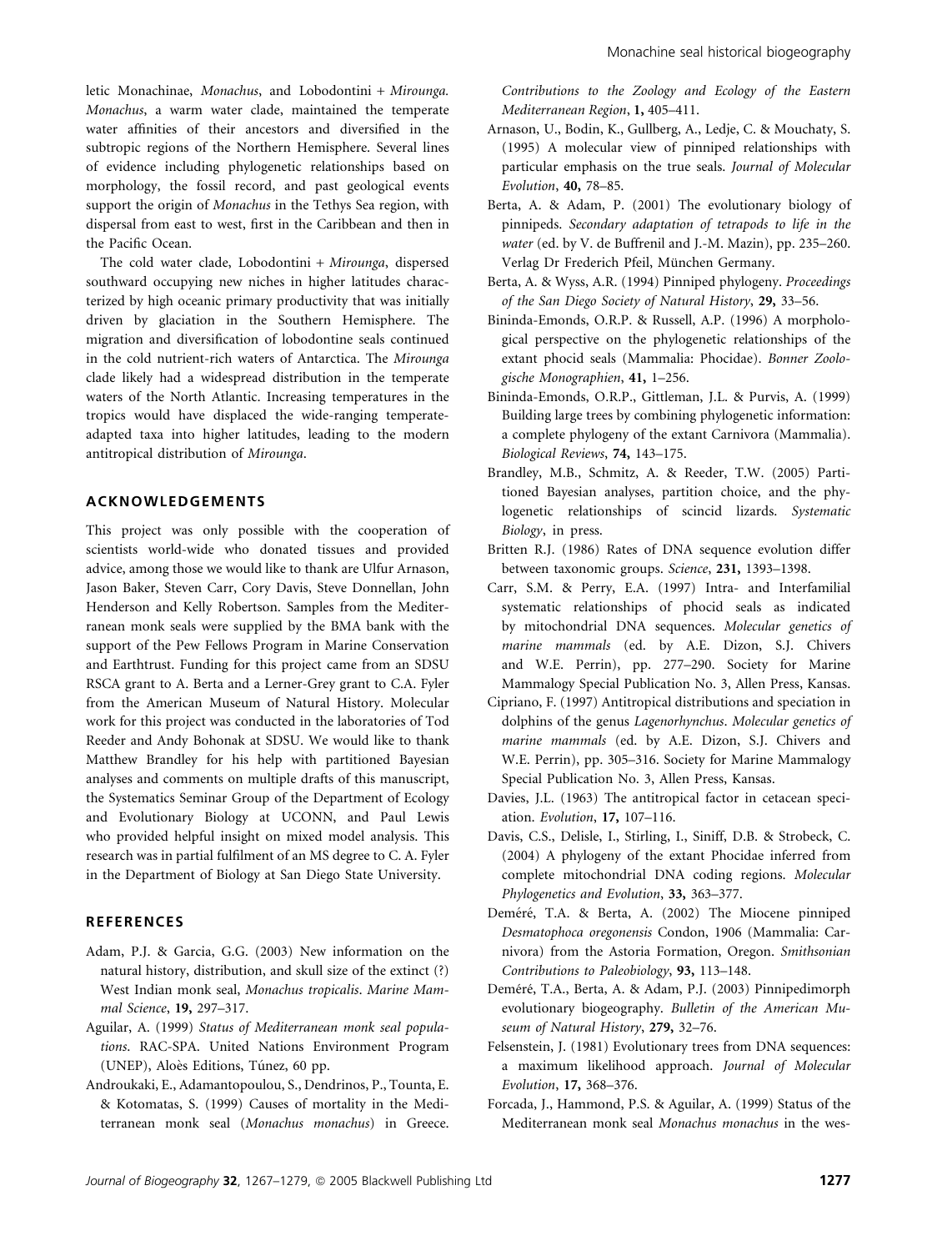letic Monachinae, *Monachus*, and Lobodontini + *Mirounga*. *Monachus*, a warm water clade, maintained the temperate water affinities of their ancestors and diversified in the subtropic regions of the Northern Hemisphere. Several lines of evidence including phylogenetic relationships based on morphology, the fossil record, and past geological events support the origin of *Monachus* in the Tethys Sea region, with dispersal from east to west, first in the Caribbean and then in the Pacific Ocean.

The cold water clade, Lobodontini + *Mirounga*, dispersed southward occupying new niches in higher latitudes characterized by high oceanic primary productivity that was initially driven by glaciation in the Southern Hemisphere. The migration and diversification of lobodontine seals continued in the cold nutrient-rich waters of Antarctica. The *Mirounga* clade likely had a widespread distribution in the temperate waters of the North Atlantic. Increasing temperatures in the tropics would have displaced the wide-ranging temperate-adapted taxa into higher latitudes, leading to the modern antitropical distribution of *Mirounga*.

## ACKNOWLEDGEMENTS

This project was only possible with the cooperation of scientists world-wide who donated tissues and provided advice, among those we would like to thank are Ulfur Arnason, Jason Baker, Steven Carr, Cory Davis, Steve Donnellan, John Henderson and Kelly Robertson. Samples from the Mediterranean monk seals were supplied by the BMA bank with the support of the Pew Fellows Program in Marine Conservation and Earthtrust. Funding for this project came from an SDSU RSCA grant to A. Berta and a Lerner-Grey grant to C.A. Fyler from the American Museum of Natural History. Molecular work for this project was conducted in the laboratories of Tod Reeder and Andy Bohonak at SDSU. We would like to thank Matthew Brandley for his help with partitioned Bayesian analyses and comments on multiple drafts of this manuscript, the Systematics Seminar Group of the Department of Ecology and Evolutionary Biology at UCONN, and Paul Lewis who provided helpful insight on mixed model analysis. This research was in partial fulfilment of an MS degree to C. A. Fyler in the Department of Biology at San Diego State University.

## REFERENCES

Adam, P.J. & Garcia, G.G. (2003) New information on the natural history, distribution, and skull size of the extinct (?) West Indian monk seal, *Monachus tropicalis*. *Marine Mammal Science*, **19,** 297–317.

Aguilar, A. (1999) *Status of Mediterranean monk seal populations*. RAC-SPA. United Nations Environment Program (UNEP), Aloès Editions, Túnez, 60 pp.

Androukaki, E., Adamantopoulou, S., Dendrinos, P., Tounta, E. & Kotomatas, S. (1999) Causes of mortality in the Mediterranean monk seal (*Monachus monachus*) in Greece. *Contributions to the Zoology and Ecology of the Eastern Mediterranean Region*, **1,** 405–411.

Arnason, U., Bodin, K., Gullberg, A., Ledje, C. & Mouchaty, S. (1995) A molecular view of pinniped relationships with particular emphasis on the true seals. *Journal of Molecular Evolution*, **40,** 78–85.

Berta, A. & Adam, P. (2001) The evolutionary biology of pinnipeds. *Secondary adaptation of tetrapods to life in the water* (ed. by V. de Buffrenil and J.-M. Mazin), pp. 235–260. Verlag Dr Frederich Pfeil, München Germany.

Berta, A. & Wyss, A.R. (1994) Pinniped phylogeny. *Proceedings of the San Diego Society of Natural History*, **29,** 33–56.

Bininda-Emonds, O.R.P. & Russell, A.P. (1996) A morphological perspective on the phylogenetic relationships of the extant phocid seals (Mammalia: Phocidae). *Bonner Zoologische Monographien*, **41,** 1–256.

Bininda-Emonds, O.R.P., Gittleman, J.L. & Purvis, A. (1999) Building large trees by combining phylogenetic information: a complete phylogeny of the extant Carnivora (Mammalia). *Biological Reviews*, **74,** 143–175.

Brandley, M.B., Schmitz, A. & Reeder, T.W. (2005) Partitioned Bayesian analyses, partition choice, and the phylogenetic relationships of scincid lizards. *Systematic Biology*, in press.

Britten R.J. (1986) Rates of DNA sequence evolution differ between taxonomic groups. *Science*, **231,** 1393–1398.

Carr, S.M. & Perry, E.A. (1997) Intra- and Interfamilial systematic relationships of phocid seals as indicated by mitochondrial DNA sequences. *Molecular genetics of marine mammals* (ed. by A.E. Dizon, S.J. Chivers and W.E. Perrin), pp. 277–290. Society for Marine Mammalogy Special Publication No. 3, Allen Press, Kansas.

Cipriano, F. (1997) Antitropical distributions and speciation in dolphins of the genus *Lagenorhynchus*. *Molecular genetics of marine mammals* (ed. by A.E. Dizon, S.J. Chivers and W.E. Perrin), pp. 305–316. Society for Marine Mammalogy Special Publication No. 3, Allen Press, Kansas.

Davies, J.L. (1963) The antitropical factor in cetacean speciation. *Evolution*, **17,** 107–116.

Davis, C.S., Delisle, I., Stirling, I., Siniff, D.B. & Strobeck, C. (2004) A phylogeny of the extant Phocidae inferred from complete mitochondrial DNA coding regions. *Molecular Phylogenetics and Evolution*, **33,** 363–377.

Deméré, T.A. & Berta, A. (2002) The Miocene pinniped *Desmatophoca oregonensis* Condon, 1906 (Mammalia: Carnivora) from the Astoria Formation, Oregon. *Smithsonian Contributions to Paleobiology*, **93,** 113–148.

Deméré, T.A., Berta, A. & Adam, P.J. (2003) Pinnipedimorph evolutionary biogeography. *Bulletin of the American Museum of Natural History*, **279,** 32–76.

Felsenstein, J. (1981) Evolutionary trees from DNA sequences: a maximum likelihood approach. *Journal of Molecular Evolution*, **17,** 368–376.

Forcada, J., Hammond, P.S. & Aguilar, A. (1999) Status of the Mediterranean monk seal *Monachus monachus* in the wes-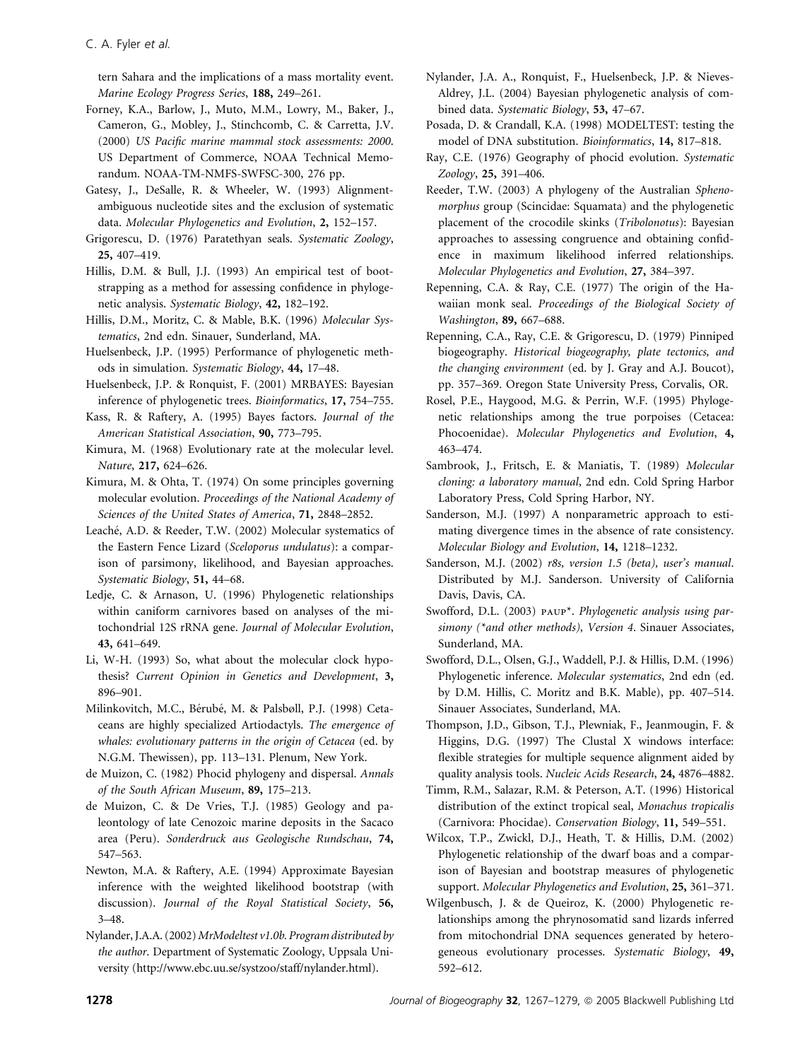tern Sahara and the implications of a mass mortality event. *Marine Ecology Progress Series*, **188,** 249–261.

Forney, K.A., Barlow, J., Muto, M.M., Lowry, M., Baker, J., Cameron, G., Mobley, J., Stinchcomb, C. & Carretta, J.V. (2000) *US Pacific marine mammal stock assessments: 2000*. US Department of Commerce, NOAA Technical Memorandum. NOAA-TM-NMFS-SWFSC-300, 276 pp.

Gatesy, J., DeSalle, R. & Wheeler, W. (1993) Alignment-ambiguous nucleotide sites and the exclusion of systematic data. *Molecular Phylogenetics and Evolution*, **2,** 152–157.

Grigorescu, D. (1976) Paratethyan seals. *Systematic Zoology*, **25,** 407–419.

Hillis, D.M. & Bull, J.J. (1993) An empirical test of bootstrapping as a method for assessing confidence in phylogenetic analysis. *Systematic Biology*, **42,** 182–192.

Hillis, D.M., Moritz, C. & Mable, B.K. (1996) *Molecular Systematics*, 2nd edn. Sinauer, Sunderland, MA.

Huelsenbeck, J.P. (1995) Performance of phylogenetic methods in simulation. *Systematic Biology*, **44,** 17–48.

Huelsenbeck, J.P. & Ronquist, F. (2001) MRBAYES: Bayesian inference of phylogenetic trees. *Bioinformatics*, **17,** 754–755.

Kass, R. & Raftery, A. (1995) Bayes factors. *Journal of the American Statistical Association*, **90,** 773–795.

Kimura, M. (1968) Evolutionary rate at the molecular level. *Nature*, **217,** 624–626.

Kimura, M. & Ohta, T. (1974) On some principles governing molecular evolution. *Proceedings of the National Academy of Sciences of the United States of America*, **71,** 2848–2852.

Leaché, A.D. & Reeder, T.W. (2002) Molecular systematics of the Eastern Fence Lizard (*Sceloporus undulatus*): a comparison of parsimony, likelihood, and Bayesian approaches. *Systematic Biology*, **51,** 44–68.

Ledje, C. & Arnason, U. (1996) Phylogenetic relationships within caniform carnivores based on analyses of the mitochondrial 12S rRNA gene. *Journal of Molecular Evolution*, **43,** 641–649.

Li, W-H. (1993) So, what about the molecular clock hypothesis? *Current Opinion in Genetics and Development*, **3,** 896–901.

Milinkovitch, M.C., Bérubé, M. & Palsbøll, P.J. (1998) Cetaceans are highly specialized Artiodactyls. *The emergence of whales: evolutionary patterns in the origin of Cetacea* (ed. by N.G.M. Thewissen), pp. 113–131. Plenum, New York.

de Muizon, C. (1982) Phocid phylogeny and dispersal. *Annals of the South African Museum*, **89,** 175–213.

de Muizon, C. & De Vries, T.J. (1985) Geology and paleontology of late Cenozoic marine deposits in the Sacaco area (Peru). *Sonderdruck aus Geologische Rundschau*, **74,** 547–563.

Newton, M.A. & Raftery, A.E. (1994) Approximate Bayesian inference with the weighted likelihood bootstrap (with discussion). *Journal of the Royal Statistical Society*, **56,** 3–48.

Nylander, J.A.A. (2002) *MrModeltest v1.0b. Program distributed by the author*. Department of Systematic Zoology, Uppsala University (http://www.ebc.uu.se/systzoo/staff/nylander.html).

Nylander, J.A. A., Ronquist, F., Huelsenbeck, J.P. & Nieves-Aldrey, J.L. (2004) Bayesian phylogenetic analysis of combined data. *Systematic Biology*, **53,** 47–67.

Posada, D. & Crandall, K.A. (1998) MODELTEST: testing the model of DNA substitution. *Bioinformatics*, **14,** 817–818.

Ray, C.E. (1976) Geography of phocid evolution. *Systematic Zoology*, **25,** 391–406.

Reeder, T.W. (2003) A phylogeny of the Australian *Sphenomorphus* group (Scincidae: Squamata) and the phylogenetic placement of the crocodile skinks (*Tribolonotus*): Bayesian approaches to assessing congruence and obtaining confidence in maximum likelihood inferred relationships. *Molecular Phylogenetics and Evolution*, **27,** 384–397.

Repenning, C.A. & Ray, C.E. (1977) The origin of the Hawaiian monk seal. *Proceedings of the Biological Society of Washington*, **89,** 667–688.

Repenning, C.A., Ray, C.E. & Grigorescu, D. (1979) Pinniped biogeography. *Historical biogeography, plate tectonics, and the changing environment* (ed. by J. Gray and A.J. Boucot), pp. 357–369. Oregon State University Press, Corvalis, OR.

Rosel, P.E., Haygood, M.G. & Perrin, W.F. (1995) Phylogenetic relationships among the true porpoises (Cetacea: Phocoenidae). *Molecular Phylogenetics and Evolution*, **4,** 463–474.

Sambrook, J., Fritsch, E. & Maniatis, T. (1989) *Molecular cloning: a laboratory manual*, 2nd edn. Cold Spring Harbor Laboratory Press, Cold Spring Harbor, NY.

Sanderson, M.J. (1997) A nonparametric approach to estimating divergence times in the absence of rate consistency. *Molecular Biology and Evolution*, **14,** 1218–1232.

Sanderson, M.J. (2002) *r8s, version 1.5 (beta), user's manual*. Distributed by M.J. Sanderson. University of California Davis, Davis, CA.

Swofford, D.L. (2003) PAUP*. *Phylogenetic analysis using parsimony (*and other methods), Version 4*. Sinauer Associates, Sunderland, MA.

Swofford, D.L., Olsen, G.J., Waddell, P.J. & Hillis, D.M. (1996) Phylogenetic inference. *Molecular systematics*, 2nd edn (ed. by D.M. Hillis, C. Moritz and B.K. Mable), pp. 407–514. Sinauer Associates, Sunderland, MA.

Thompson, J.D., Gibson, T.J., Plewniak, F., Jeanmougin, F. & Higgins, D.G. (1997) The Clustal X windows interface: flexible strategies for multiple sequence alignment aided by quality analysis tools. *Nucleic Acids Research*, **24,** 4876–4882.

Timm, R.M., Salazar, R.M. & Peterson, A.T. (1996) Historical distribution of the extinct tropical seal, *Monachus tropicalis* (Carnivora: Phocidae). *Conservation Biology*, **11,** 549–551.

Wilcox, T.P., Zwickl, D.J., Heath, T. & Hillis, D.M. (2002) Phylogenetic relationship of the dwarf boas and a comparison of Bayesian and bootstrap measures of phylogenetic support. *Molecular Phylogenetics and Evolution*, **25,** 361–371.

Wilgenbusch, J. & de Queiroz, K. (2000) Phylogenetic relationships among the phrynosomatid sand lizards inferred from mitochondrial DNA sequences generated by heterogeneous evolutionary processes. *Systematic Biology*, **49,** 592–612.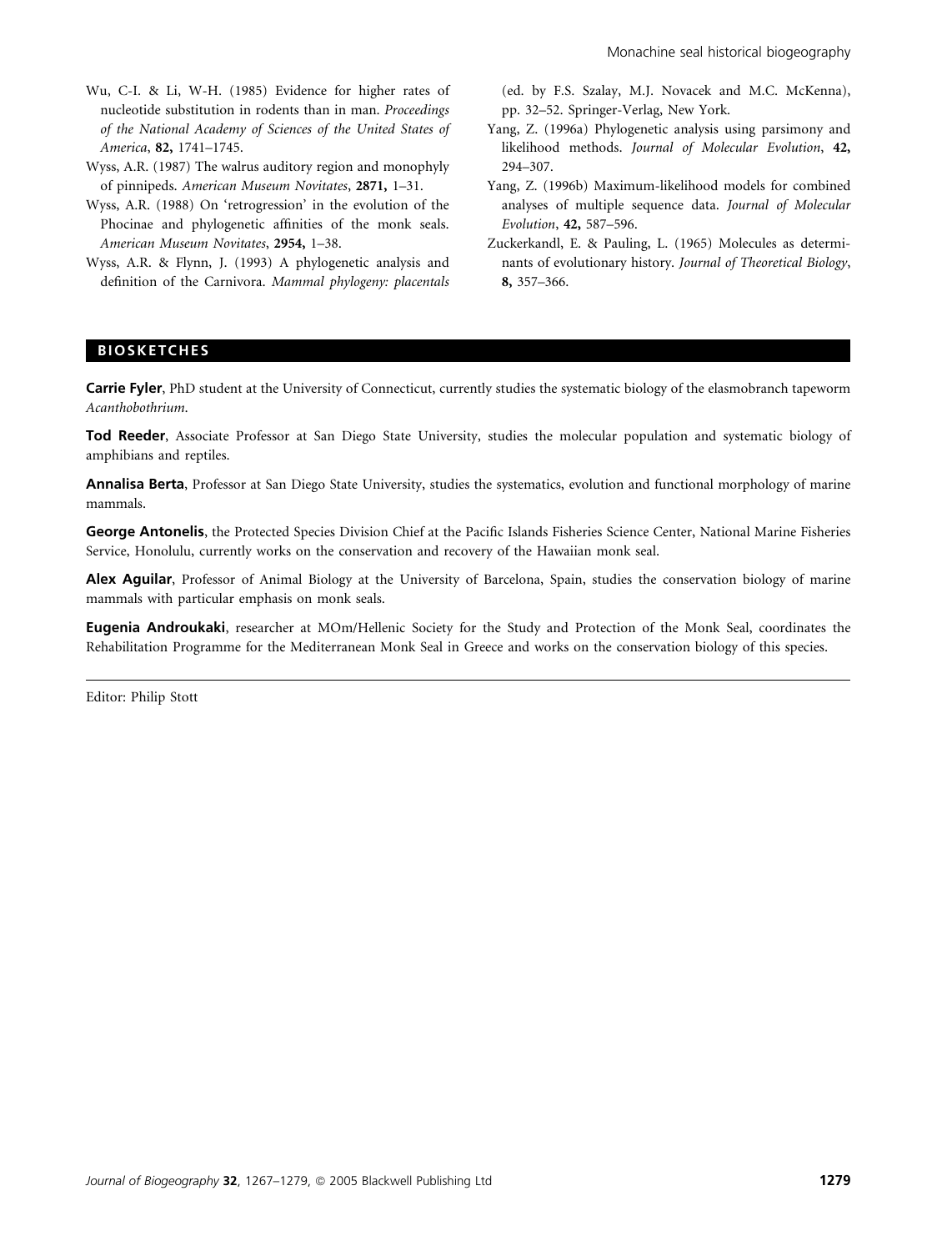Wu, C-I. & Li, W-H. (1985) Evidence for higher rates of nucleotide substitution in rodents than in man. *Proceedings of the National Academy of Sciences of the United States of America*, **82,** 1741–1745.

Wyss, A.R. (1987) The walrus auditory region and monophyly of pinnipeds. *American Museum Novitates*, **2871,** 1–31.

Wyss, A.R. (1988) On 'retrogression' in the evolution of the Phocinae and phylogenetic affinities of the monk seals. *American Museum Novitates*, **2954,** 1–38.

Wyss, A.R. & Flynn, J. (1993) A phylogenetic analysis and definition of the Carnivora. *Mammal phylogeny: placentals* (ed. by F.S. Szalay, M.J. Novacek and M.C. McKenna), pp. 32–52. Springer-Verlag, New York.

Yang, Z. (1996a) Phylogenetic analysis using parsimony and likelihood methods. *Journal of Molecular Evolution*, **42,** 294–307.

Yang, Z. (1996b) Maximum-likelihood models for combined analyses of multiple sequence data. *Journal of Molecular Evolution*, **42,** 587–596.

Zuckerkandl, E. & Pauling, L. (1965) Molecules as determinants of evolutionary history. *Journal of Theoretical Biology*, **8,** 357–366.

## BIOSKETCHES

**Carrie Fyler**, PhD student at the University of Connecticut, currently studies the systematic biology of the elasmobranch tapeworm *Acanthobothrium*.

**Tod Reeder**, Associate Professor at San Diego State University, studies the molecular population and systematic biology of amphibians and reptiles.

**Annalisa Berta**, Professor at San Diego State University, studies the systematics, evolution and functional morphology of marine mammals.

**George Antonelis**, the Protected Species Division Chief at the Pacific Islands Fisheries Science Center, National Marine Fisheries Service, Honolulu, currently works on the conservation and recovery of the Hawaiian monk seal.

**Alex Aguilar**, Professor of Animal Biology at the University of Barcelona, Spain, studies the conservation biology of marine mammals with particular emphasis on monk seals.

**Eugenia Androukaki**, researcher at MOm/Hellenic Society for the Study and Protection of the Monk Seal, coordinates the Rehabilitation Programme for the Mediterranean Monk Seal in Greece and works on the conservation biology of this species.

Editor: Philip Stott